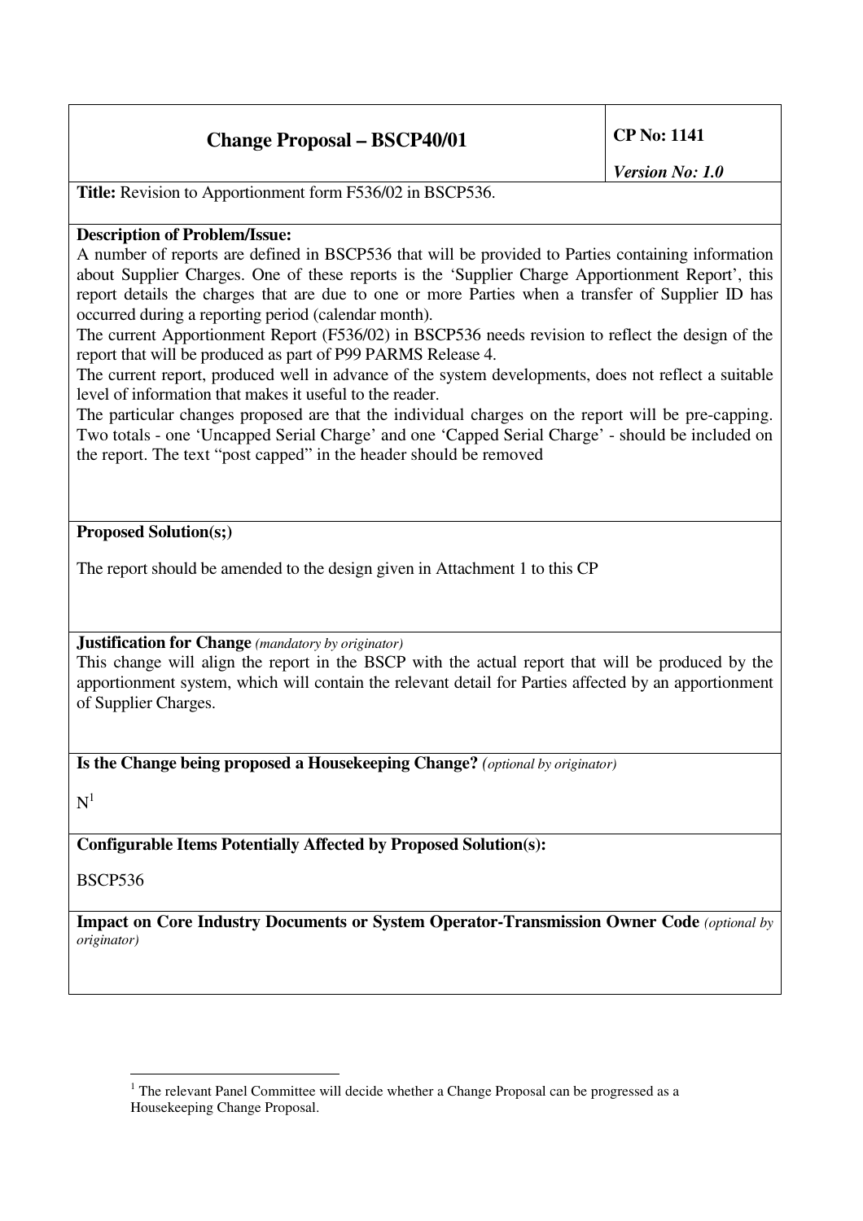| **Change Proposal – BSCP40/01** | **CP No: 1141** *Version No: 1.0* |
|---|---|

**Title:** Revision to Apportionment form F536/02 in BSCP536.

**Description of Problem/Issue:**

A number of reports are defined in BSCP536 that will be provided to Parties containing information about Supplier Charges. One of these reports is the 'Supplier Charge Apportionment Report', this report details the charges that are due to one or more Parties when a transfer of Supplier ID has occurred during a reporting period (calendar month).

The current Apportionment Report (F536/02) in BSCP536 needs revision to reflect the design of the report that will be produced as part of P99 PARMS Release 4.

The current report, produced well in advance of the system developments, does not reflect a suitable level of information that makes it useful to the reader.

The particular changes proposed are that the individual charges on the report will be pre-capping. Two totals - one 'Uncapped Serial Charge' and one 'Capped Serial Charge' - should be included on the report. The text "post capped" in the header should be removed

**Proposed Solution(s;)**

The report should be amended to the design given in Attachment 1 to this CP

**Justification for Change** *(mandatory by originator)*

This change will align the report in the BSCP with the actual report that will be produced by the apportionment system, which will contain the relevant detail for Parties affected by an apportionment of Supplier Charges.

**Is the Change being proposed a Housekeeping Change?** *(optional by originator)*

N[1]

**Configurable Items Potentially Affected by Proposed Solution(s):**

BSCP536

**Impact on Core Industry Documents or System Operator-Transmission Owner Code** *(optional by originator)*

---

[1] The relevant Panel Committee will decide whether a Change Proposal can be progressed as a Housekeeping Change Proposal.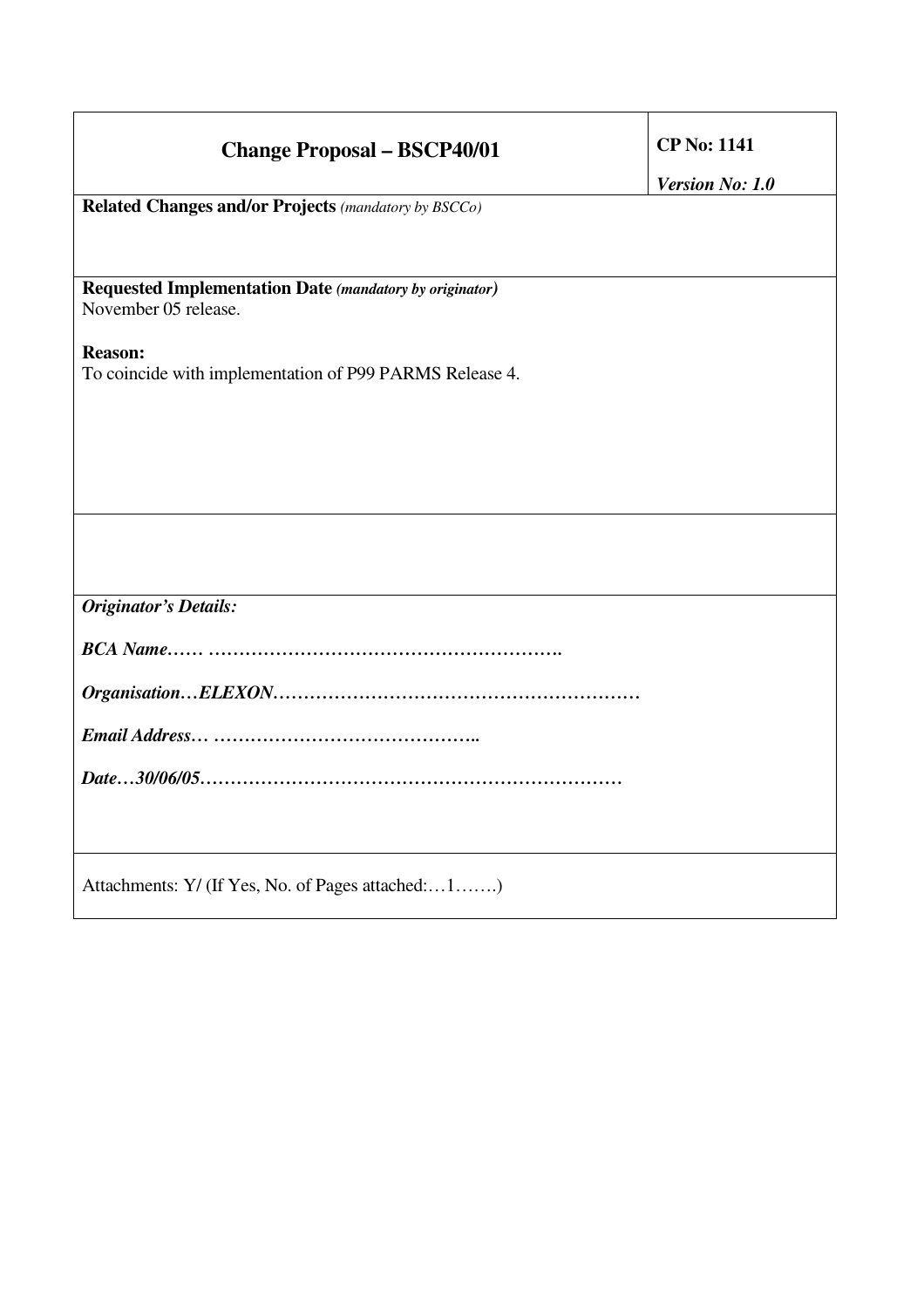| **Change Proposal – BSCP40/01** | **CP No: 1141** *Version No: 1.0* |
|---|---|
| **Related Changes and/or Projects** *(mandatory by BSCCo)* | |
| **Requested Implementation Date** ***(mandatory by originator)*** November 05 release. **Reason:** To coincide with implementation of P99 PARMS Release 4. | |
| | |
| ***Originator's Details:*** ***BCA Name…… ………………………………………………….*** ***Organisation…ELEXON……………………………………………………*** ***Email Address… ……………………………………..*** ***Date…30/06/05……………………………………………………………*** | |
| Attachments: Y/ (If Yes, No. of Pages attached:…1…….) | |